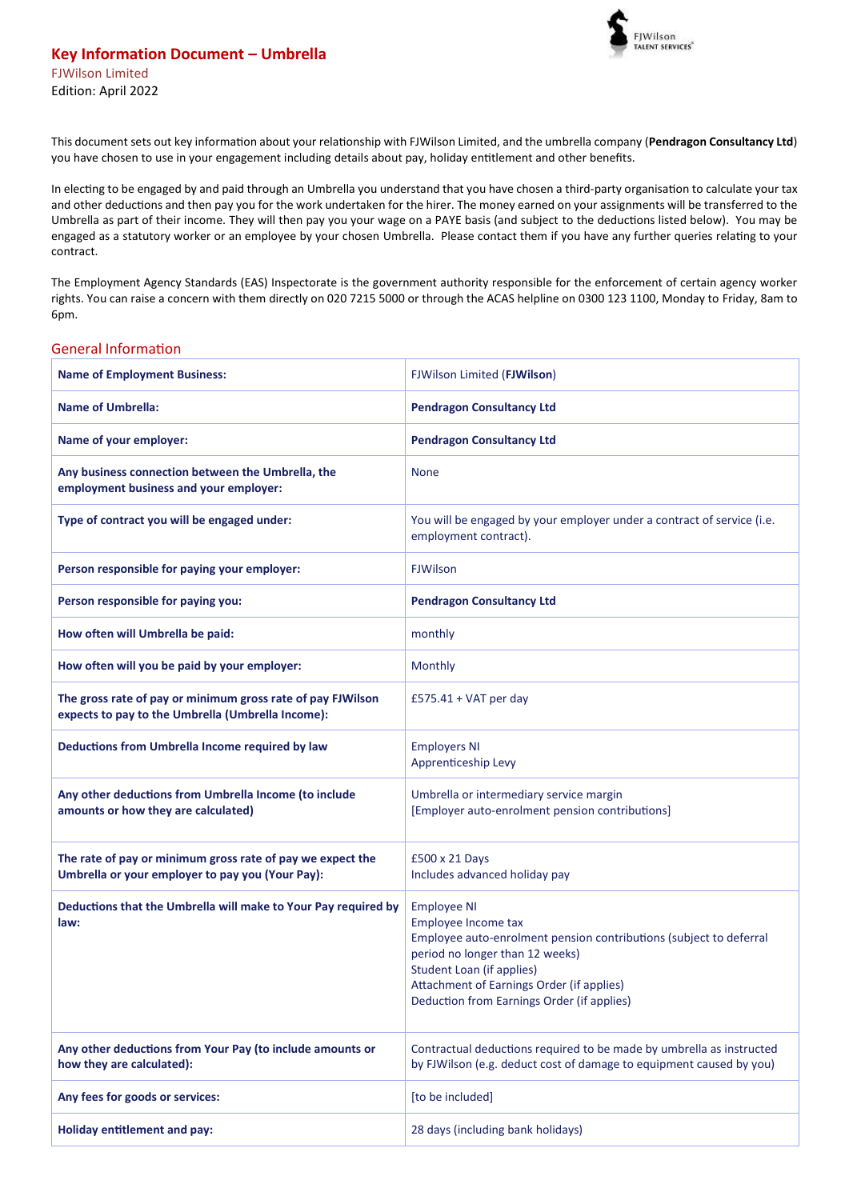# Key Information Document – Umbrella

FJWilson Limited

Edition: April 2022

This document sets out key information about your relationship with FJWilson Limited, and the umbrella company (**Pendragon Consultancy Ltd**) you have chosen to use in your engagement including details about pay, holiday entitlement and other benefits.

In electing to be engaged by and paid through an Umbrella you understand that you have chosen a third-party organisation to calculate your tax and other deductions and then pay you for the work undertaken for the hirer. The money earned on your assignments will be transferred to the Umbrella as part of their income. They will then pay you your wage on a PAYE basis (and subject to the deductions listed below). You may be engaged as a statutory worker or an employee by your chosen Umbrella. Please contact them if you have any further queries relating to your contract.

The Employment Agency Standards (EAS) Inspectorate is the government authority responsible for the enforcement of certain agency worker rights. You can raise a concern with them directly on 020 7215 5000 or through the ACAS helpline on 0300 123 1100, Monday to Friday, 8am to 6pm.

## General Information

| | |
|---|---|
| **Name of Employment Business:** | FJWilson Limited (**FJWilson**) |
| **Name of Umbrella:** | **Pendragon Consultancy Ltd** |
| **Name of your employer:** | **Pendragon Consultancy Ltd** |
| **Any business connection between the Umbrella, the employment business and your employer:** | None |
| **Type of contract you will be engaged under:** | You will be engaged by your employer under a contract of service (i.e. employment contract). |
| **Person responsible for paying your employer:** | FJWilson |
| **Person responsible for paying you:** | **Pendragon Consultancy Ltd** |
| **How often will Umbrella be paid:** | monthly |
| **How often will you be paid by your employer:** | Monthly |
| **The gross rate of pay or minimum gross rate of pay FJWilson expects to pay to the Umbrella (Umbrella Income):** | £575.41 + VAT per day |
| **Deductions from Umbrella Income required by law** | Employers NI<br>Apprenticeship Levy |
| **Any other deductions from Umbrella Income (to include amounts or how they are calculated)** | Umbrella or intermediary service margin<br>[Employer auto-enrolment pension contributions] |
| **The rate of pay or minimum gross rate of pay we expect the Umbrella or your employer to pay you (Your Pay):** | £500 x 21 Days<br>Includes advanced holiday pay |
| **Deductions that the Umbrella will make to Your Pay required by law:** | Employee NI<br>Employee Income tax<br>Employee auto-enrolment pension contributions (subject to deferral period no longer than 12 weeks)<br>Student Loan (if applies)<br>Attachment of Earnings Order (if applies)<br>Deduction from Earnings Order (if applies) |
| **Any other deductions from Your Pay (to include amounts or how they are calculated):** | Contractual deductions required to be made by umbrella as instructed by FJWilson (e.g. deduct cost of damage to equipment caused by you) |
| **Any fees for goods or services:** | [to be included] |
| **Holiday entitlement and pay:** | 28 days (including bank holidays) |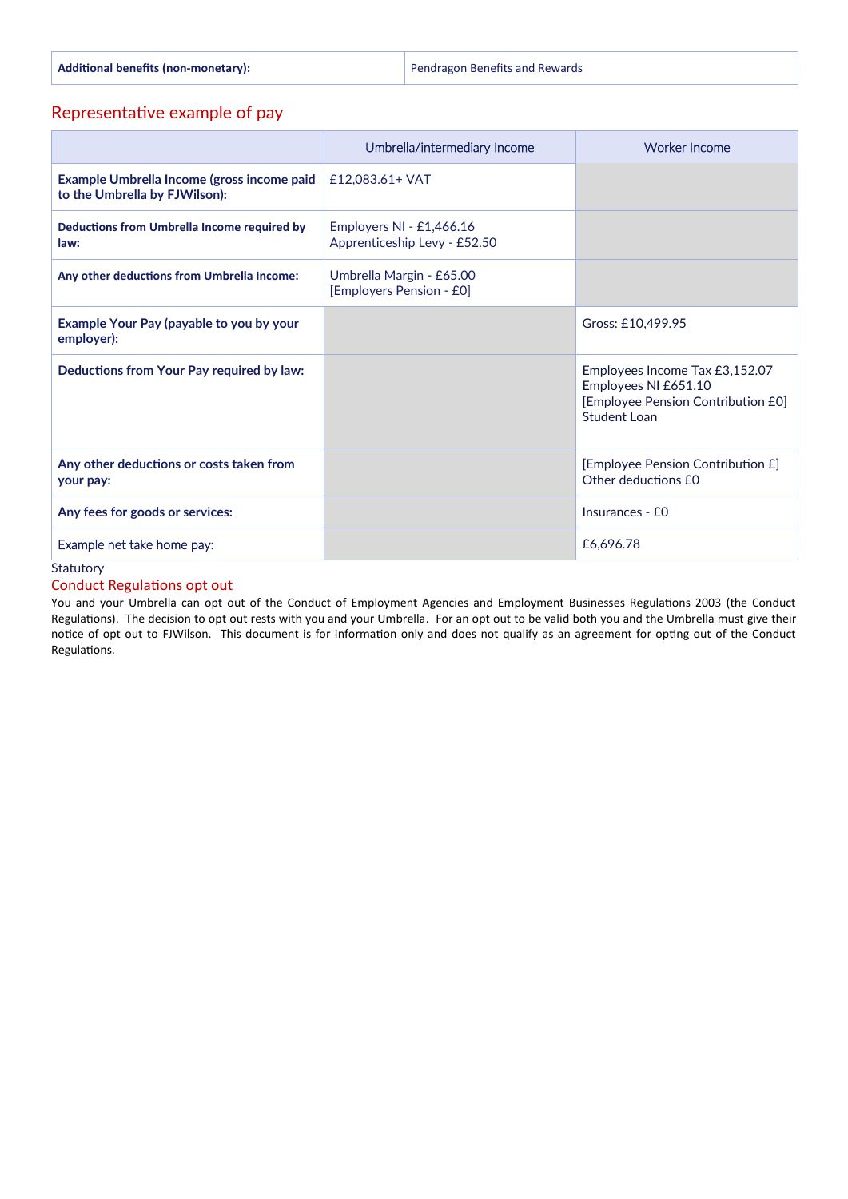| | |
|---|---|
| **Additional benefits (non-monetary):** | Pendragon Benefits and Rewards |

## Representative example of pay

| | Umbrella/intermediary Income | Worker Income |
|---|---|---|
| **Example Umbrella Income (gross income paid to the Umbrella by FJWilson):** | £12,083.61+ VAT | |
| **Deductions from Umbrella Income required by law:** | Employers NI - £1,466.16<br>Apprenticeship Levy - £52.50 | |
| **Any other deductions from Umbrella Income:** | Umbrella Margin - £65.00<br>[Employers Pension - £0] | |
| **Example Your Pay (payable to you by your employer):** | | Gross: £10,499.95 |
| **Deductions from Your Pay required by law:** | | Employees Income Tax £3,152.07<br>Employees NI £651.10<br>[Employee Pension Contribution £0]<br>Student Loan |
| **Any other deductions or costs taken from your pay:** | | [Employee Pension Contribution £]<br>Other deductions £0 |
| **Any fees for goods or services:** | | Insurances - £0 |
| Example net take home pay: | | £6,696.78 |

Statutory

## Conduct Regulations opt out

You and your Umbrella can opt out of the Conduct of Employment Agencies and Employment Businesses Regulations 2003 (the Conduct Regulations). The decision to opt out rests with you and your Umbrella. For an opt out to be valid both you and the Umbrella must give their notice of opt out to FJWilson. This document is for information only and does not qualify as an agreement for opting out of the Conduct Regulations.